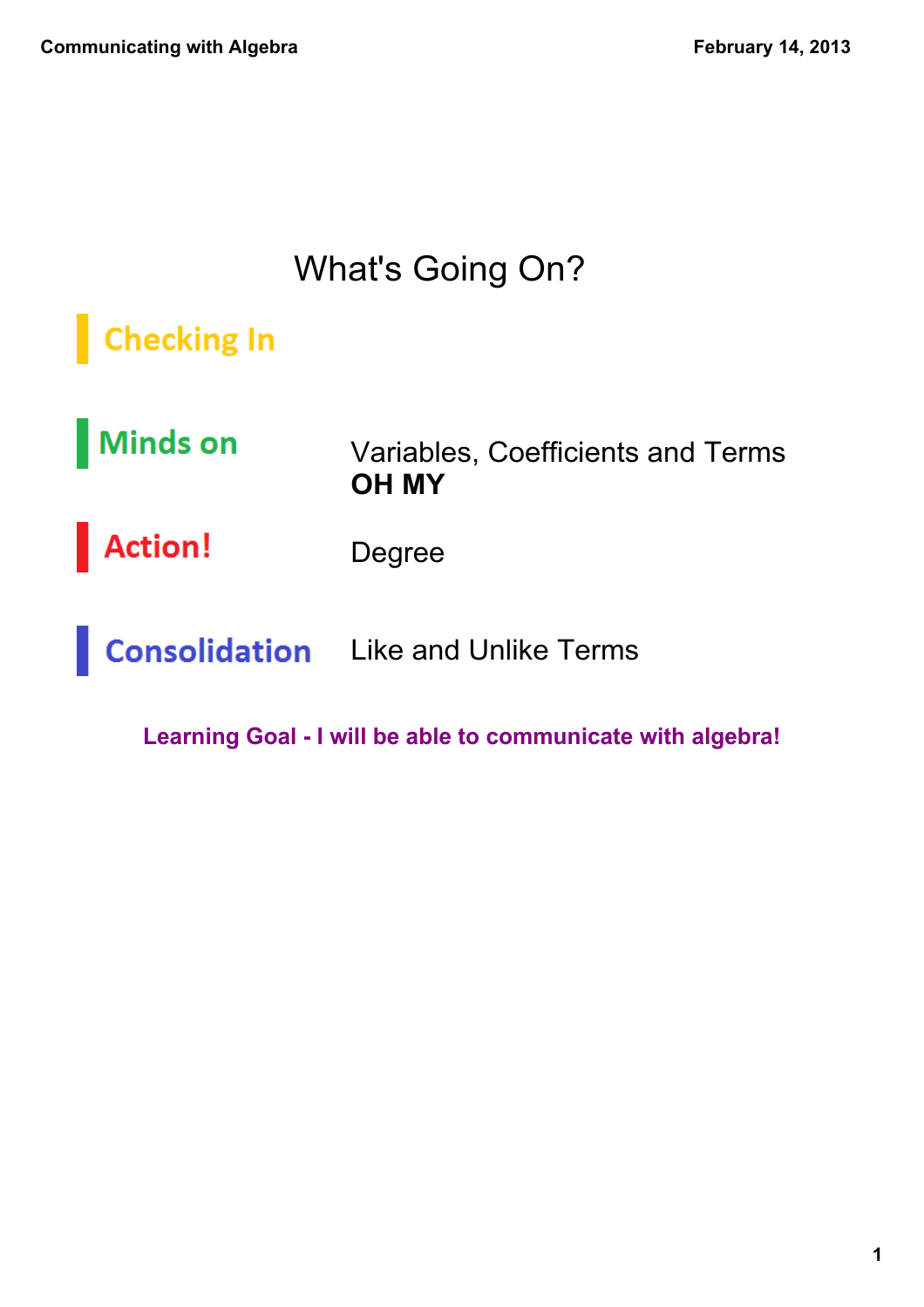# What's Going On?

**Checking In**

**Minds on** — Variables, Coefficients and Terms **OH MY**

**Action!** — Degree

**Consolidation** — Like and Unlike Terms

**Learning Goal - I will be able to communicate with algebra!**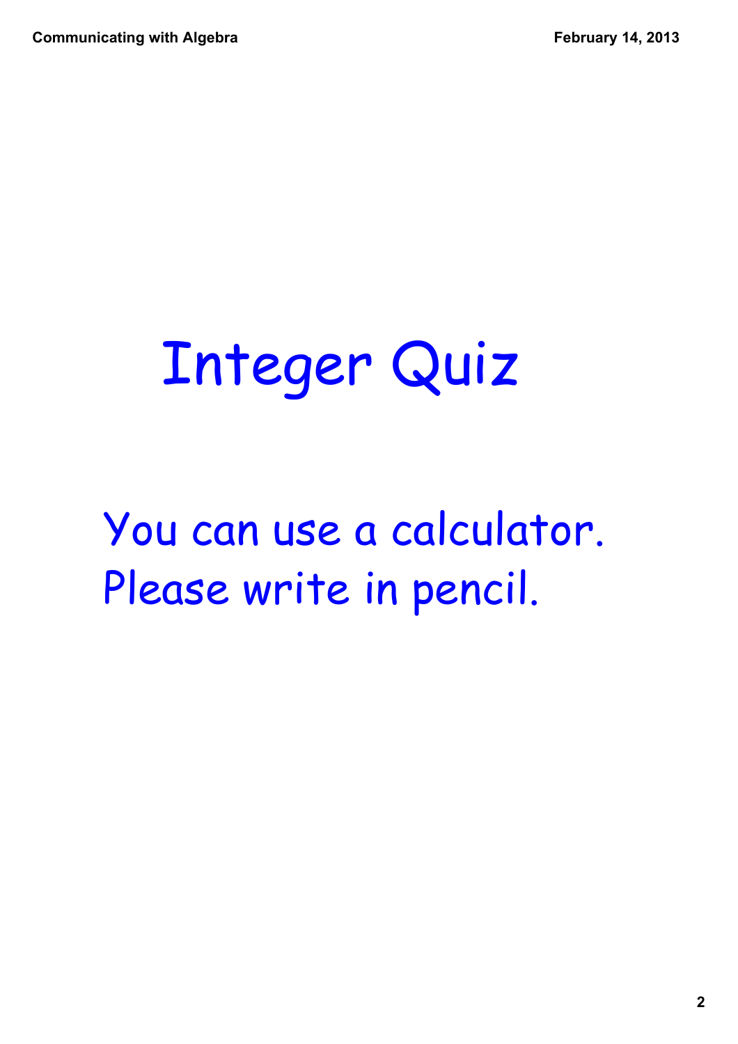# Integer Quiz

You can use a calculator.
Please write in pencil.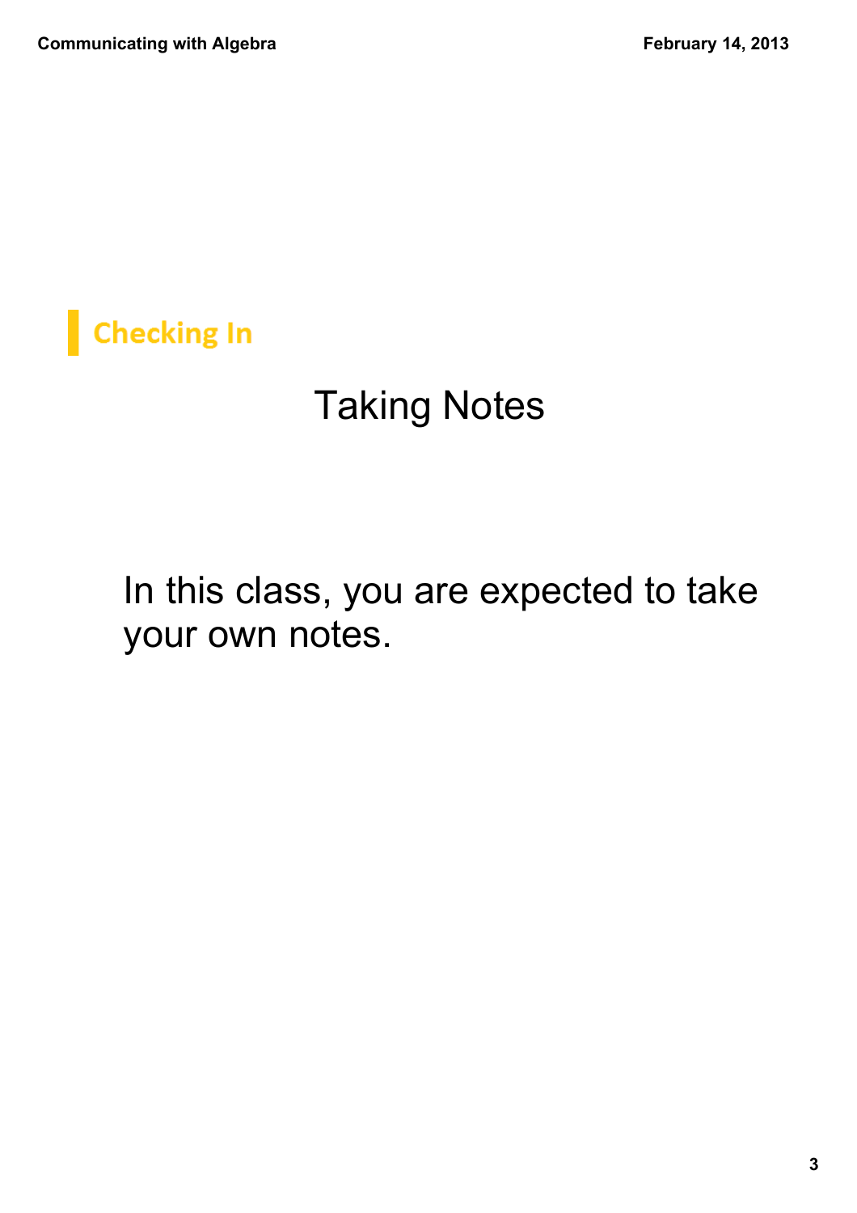## Checking In

# Taking Notes

In this class, you are expected to take your own notes.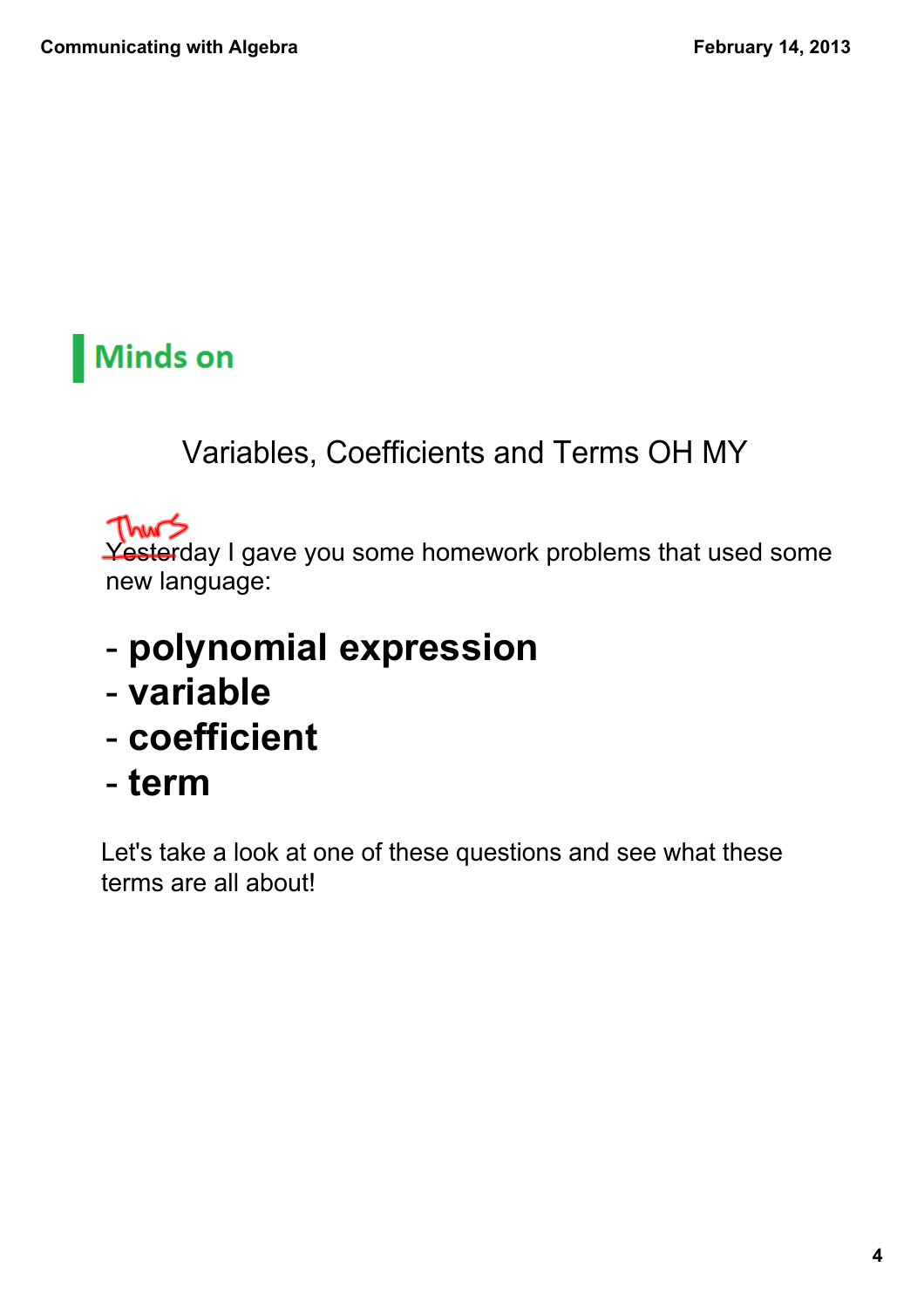## Minds on

Variables, Coefficients and Terms OH MY

~~Yester~~ Thurs day I gave you some homework problems that used some new language:

- **polynomial expression**
- **variable**
- **coefficient**
- **term**

Let's take a look at one of these questions and see what these terms are all about!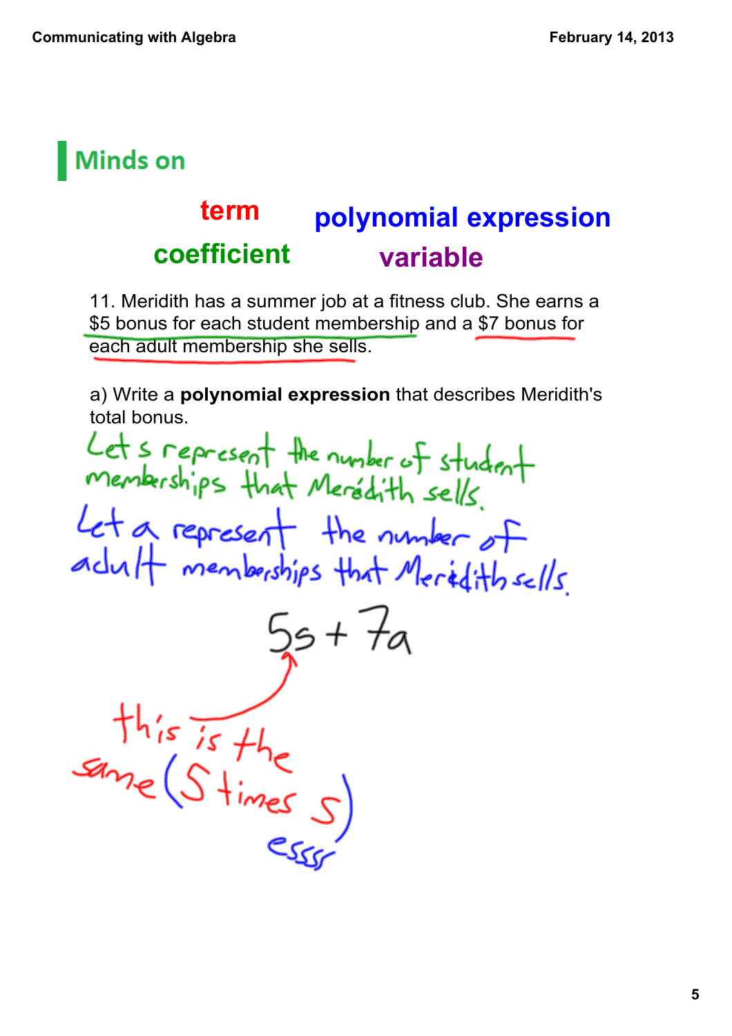## Minds on

**term** **polynomial expression**

**coefficient** **variable**

11. Meridith has a summer job at a fitness club. She earns a $5 bonus for each student membership and a $7 bonus for each adult membership she sells.

a) Write a **polynomial expression** that describes Meridith's total bonus.

Let s represent the number of student memberships that Meridith sells.

Let a represent the number of adult memberships that Meridith sells.

$$5s + 7a$$

this is the same (5 times s) essss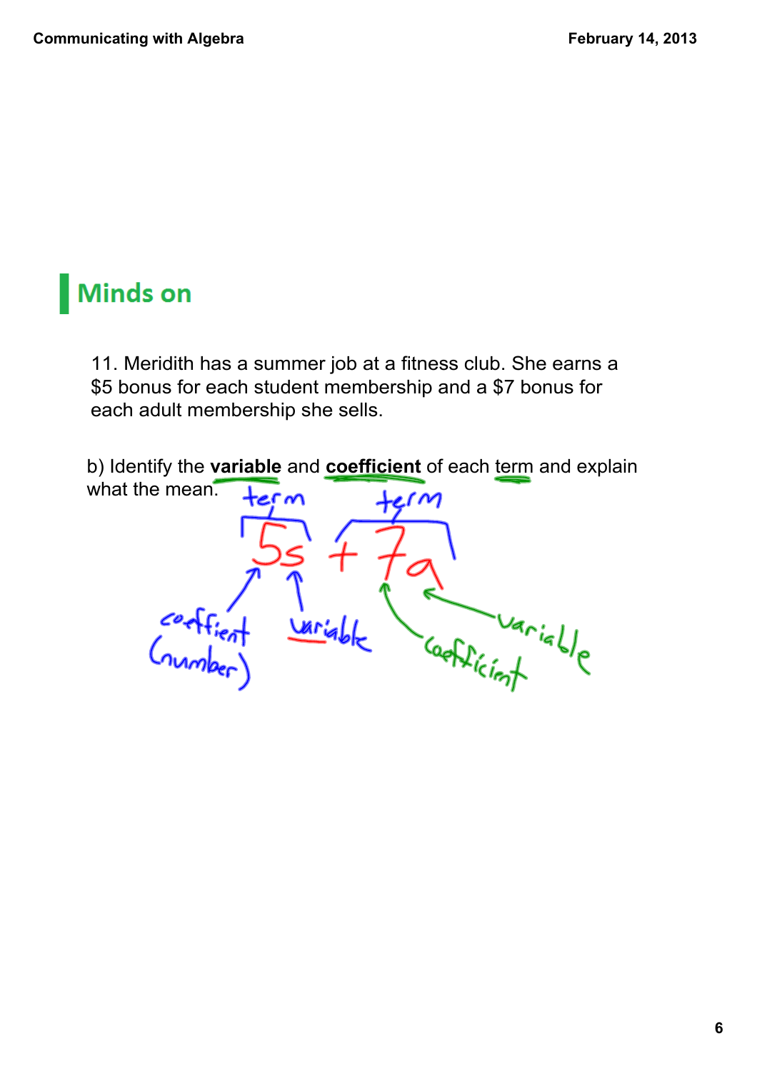## Minds on

11. Meridith has a summer job at a fitness club. She earns a \$5 bonus for each student membership and a \$7 bonus for each adult membership she sells.

b) Identify the **variable** and **coefficient** of each term and explain what the mean.

$$5s + 7a$$

term: $5s$ — coeffient (number): 5; variable: $s$

term: $7a$ — coefficient: 7; variable: $a$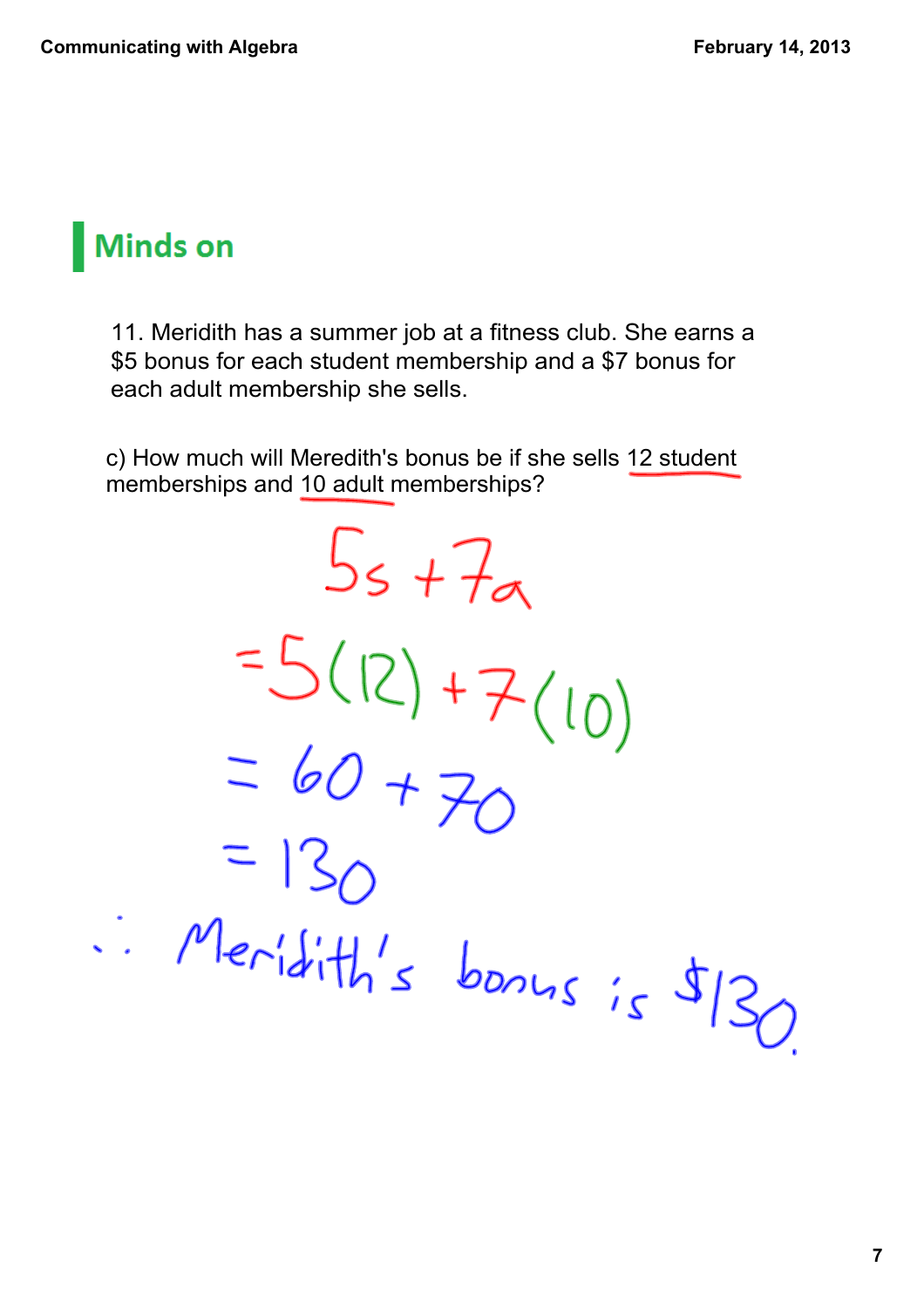## Minds on

11. Meridith has a summer job at a fitness club. She earns a \$5 bonus for each student membership and a \$7 bonus for each adult membership she sells.

c) How much will Meredith's bonus be if she sells 12 student memberships and 10 adult memberships?

$$5s + 7a$$

$$= 5(12) + 7(10)$$

$$= 60 + 70$$

$$= 130$$

$\therefore$ Meridith's bonus is \$130.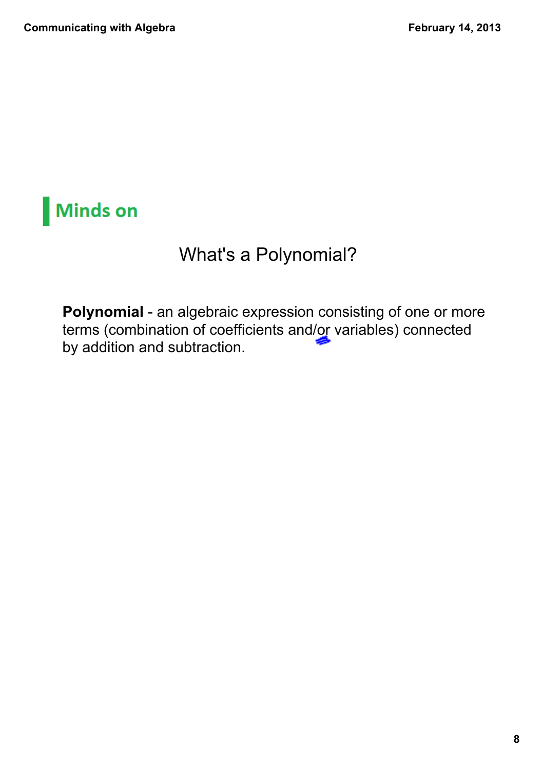## Minds on

### What's a Polynomial?

**Polynomial** - an algebraic expression consisting of one or more terms (combination of coefficients and/or variables) connected by addition and subtraction.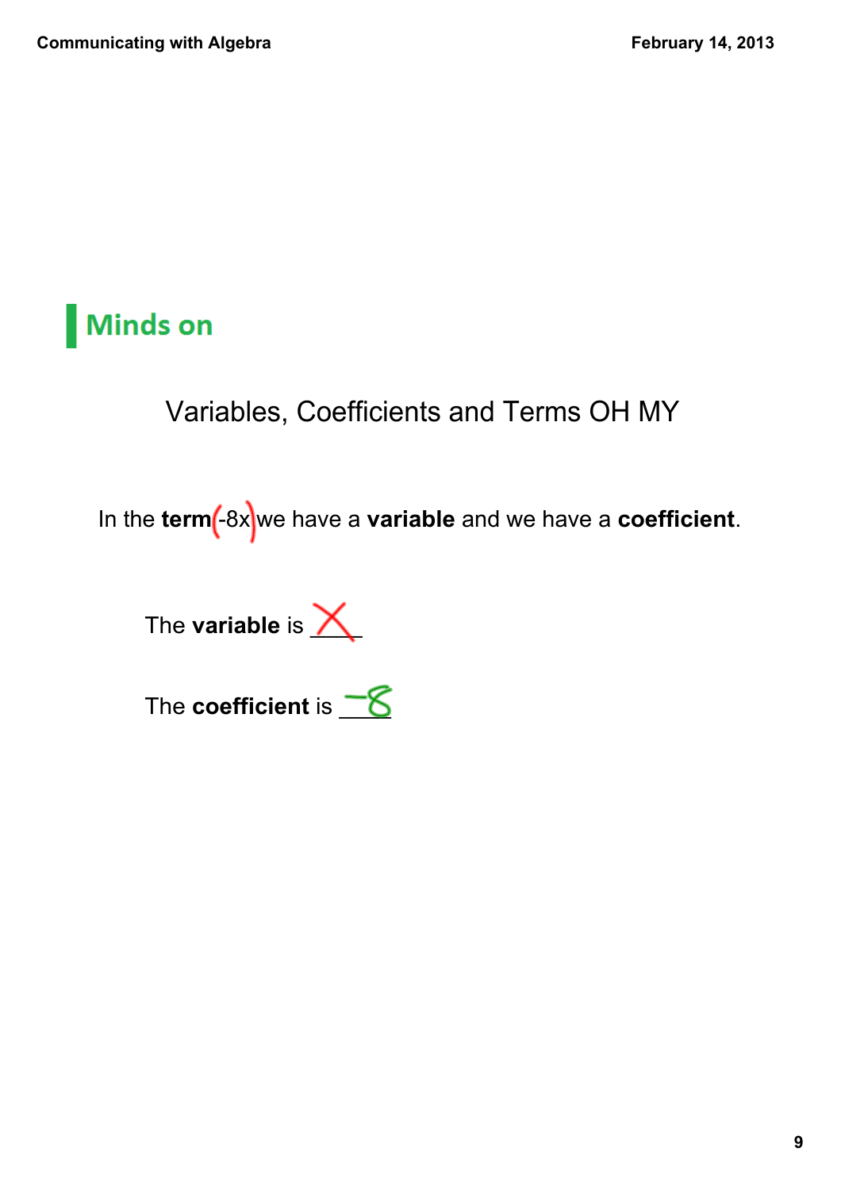## Minds on

Variables, Coefficients and Terms OH MY

In the **term** (-8x) we have a **variable** and we have a **coefficient**.

The **variable** is $x$

The **coefficient** is $-8$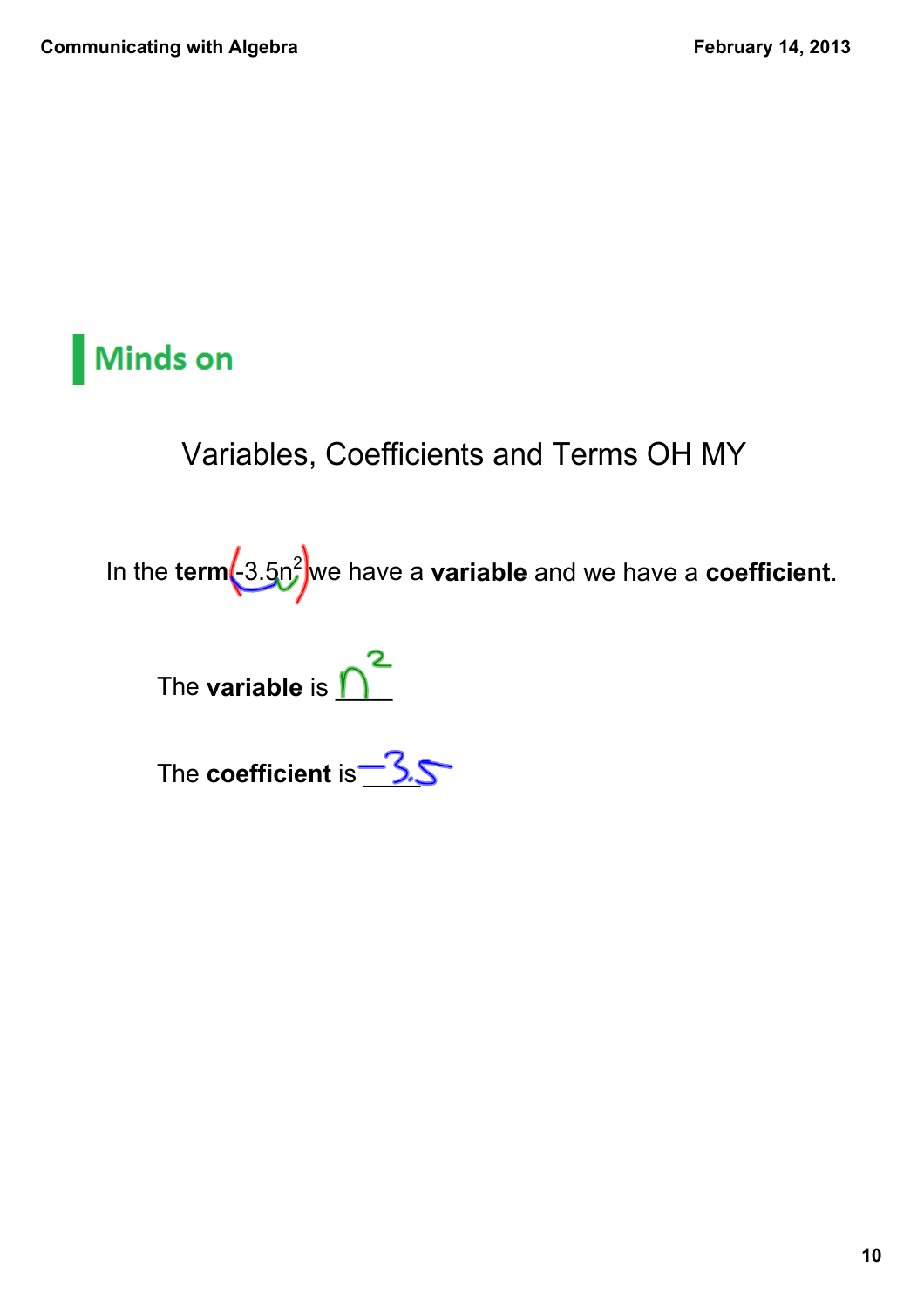## Minds on

Variables, Coefficients and Terms OH MY

In the **term** $-3.5n^2$ we have a **variable** and we have a **coefficient**.

The **variable** is $n^2$

The **coefficient** is $-3.5$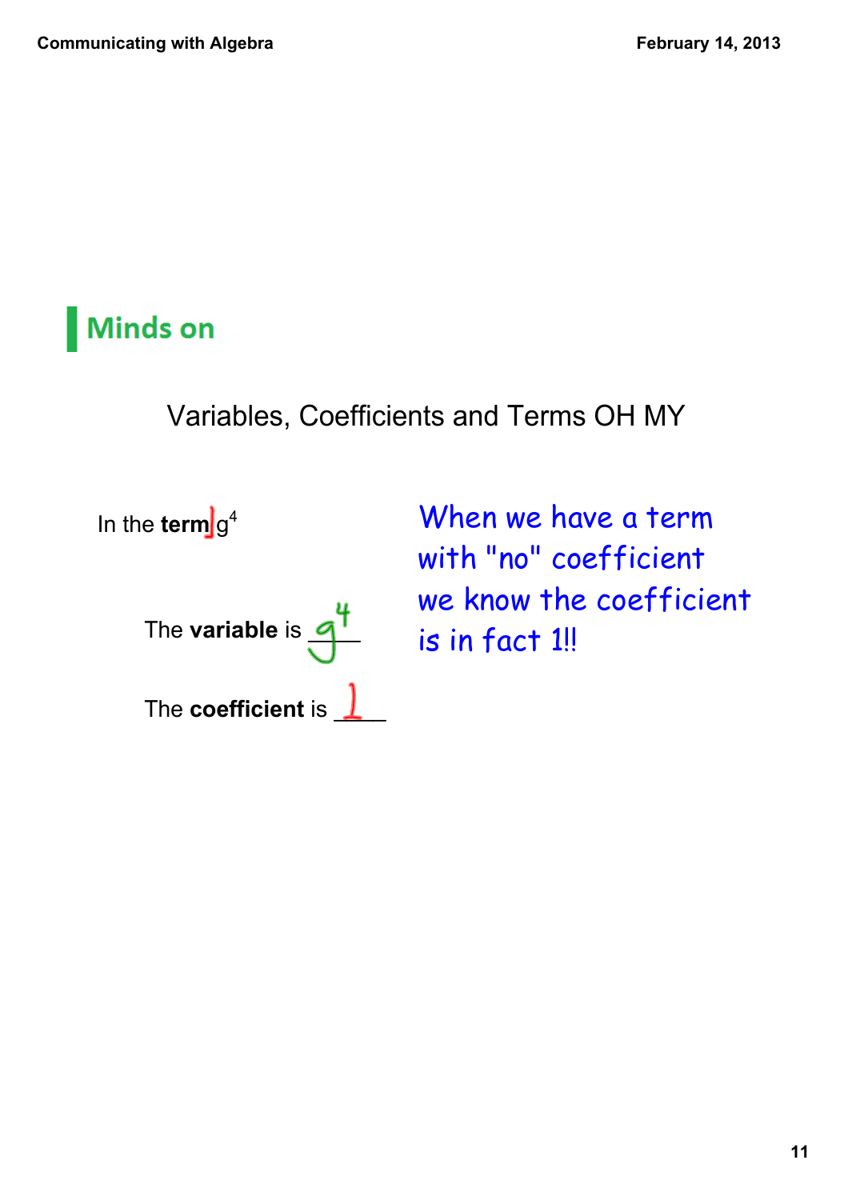## Minds on

Variables, Coefficients and Terms OH MY

In the **term** 1 $g^4$

The **variable** is $g^4$

The **coefficient** is 1

When we have a term with "no" coefficient we know the coefficient is in fact 1!!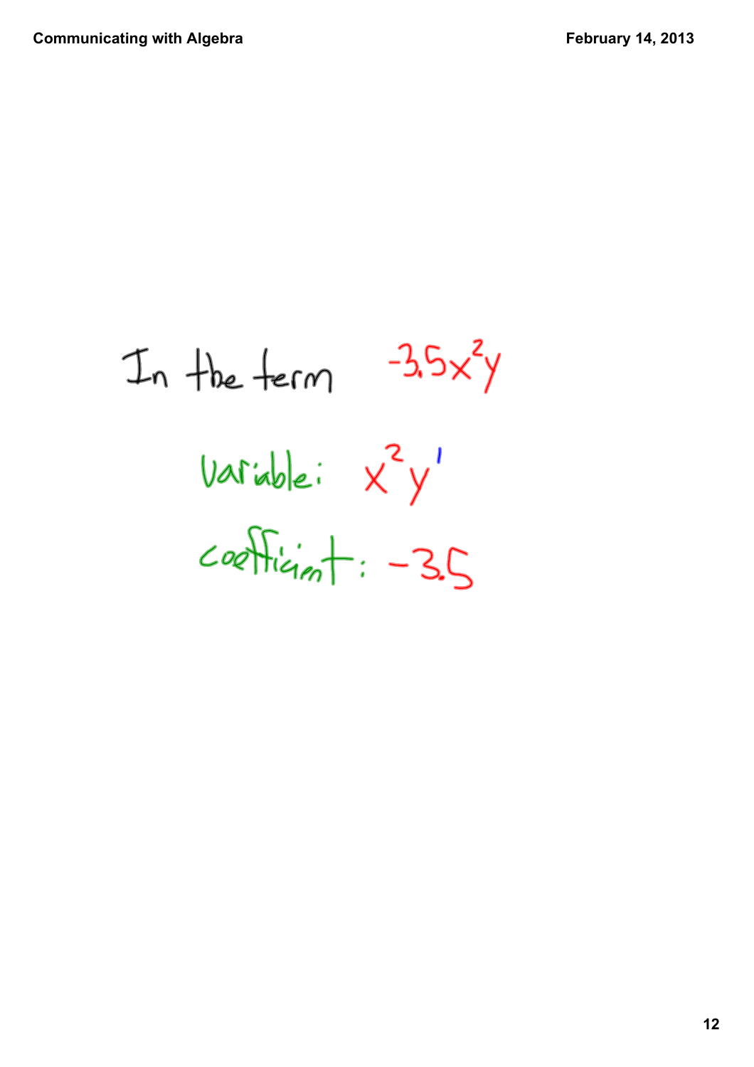In the term $-3.5x^2y$

variable: $x^2y^1$

coefficient: $-3.5$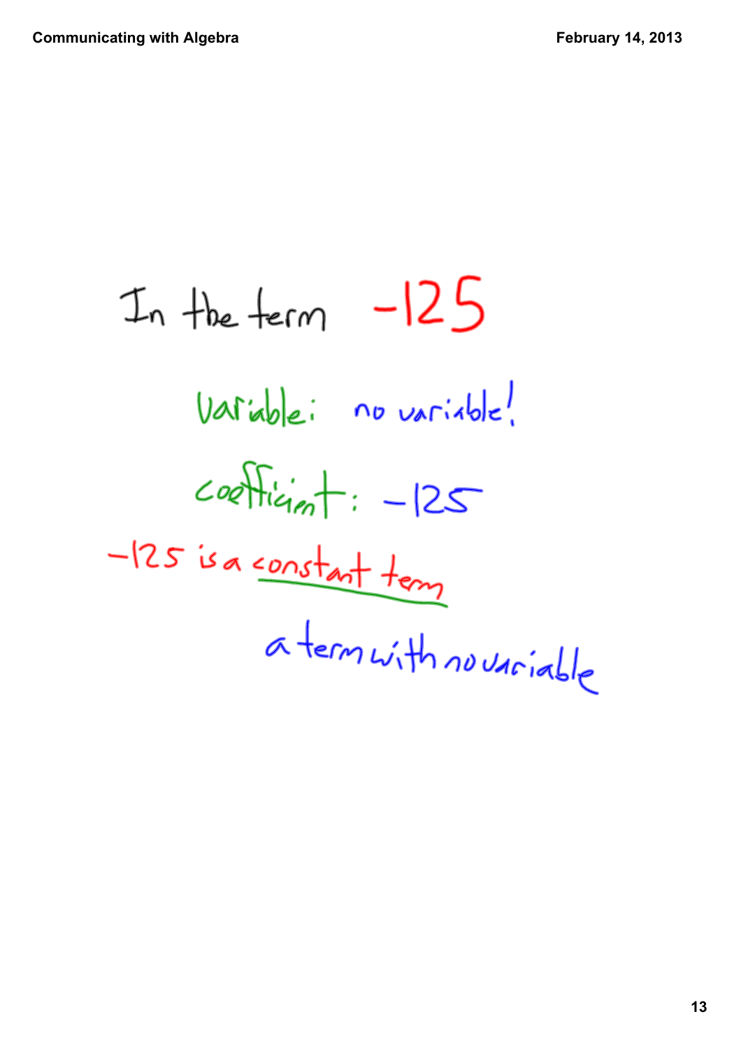In the term $-125$

Variable: no variable!

coefficient: $-125$

$-125$ is a constant term

a term with no variable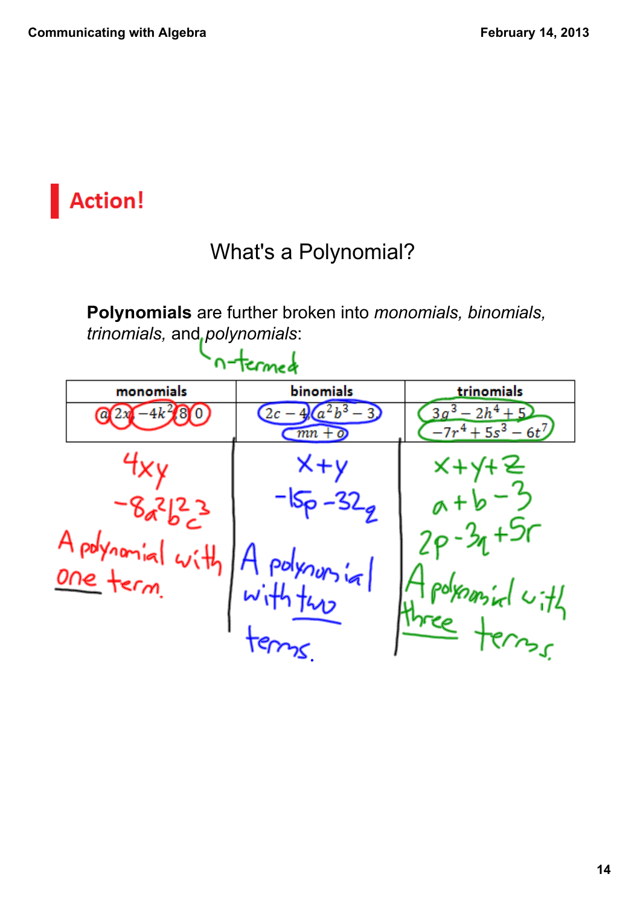## Action!

### What's a Polynomial?

**Polynomials** are further broken into *monomials, binomials, trinomials,* and *polynomials*: (n-termed)

| monomials | binomials | trinomials |
|---|---|---|
| $a$, $2x$, $-4k^2$, $8$, $0$ | $2c - 4$, $a^2b^3 - 3$, $mn + o$ | $3g^3 - 2h^4 + 5$, $-7r^4 + 5s^3 - 6t^7$ |
| $4xy$ | $x+y$ | $x+y+z$ |
| $-8a^2b^2c^3$ | $-15p - 32q$ | $a+b-3$ |
| | | $2p - 3q + 5r$ |
| A polynomial with <u>one</u> term. | A polynomial with <u>two</u> terms. | A polynomial with <u>three</u> terms. |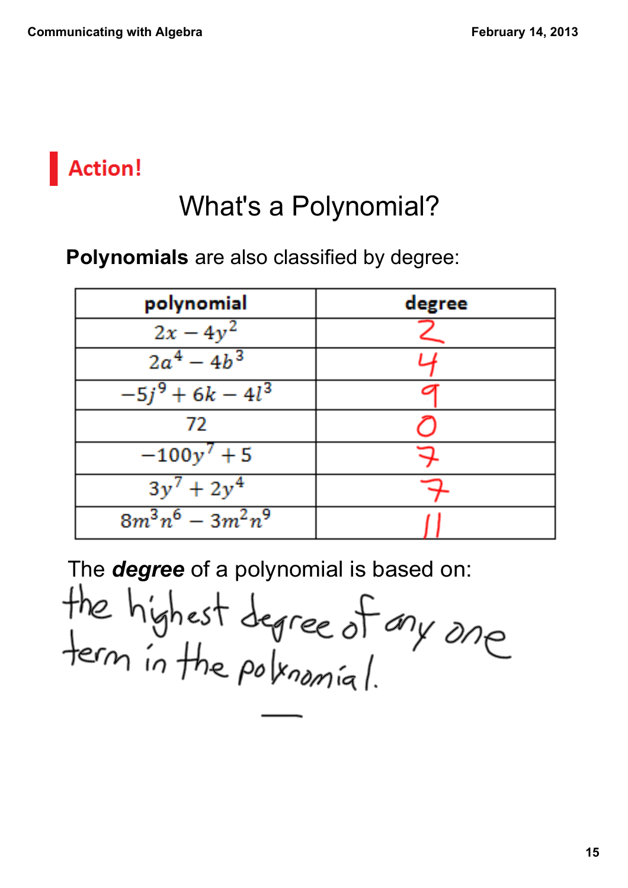## Action!

# What's a Polynomial?

**Polynomials** are also classified by degree:

| polynomial | degree |
|---|---|
| $2x - 4y^2$ | 2 |
| $2a^4 - 4b^3$ | 4 |
| $-5j^9 + 6k - 4l^3$ | 9 |
| $72$ | 0 |
| $-100y^7 + 5$ | 7 |
| $3y^7 + 2y^4$ | 7 |
| $8m^3n^6 - 3m^2n^9$ | 11 |

The ***degree*** of a polynomial is based on:

the highest degree of any one term in the polynomial.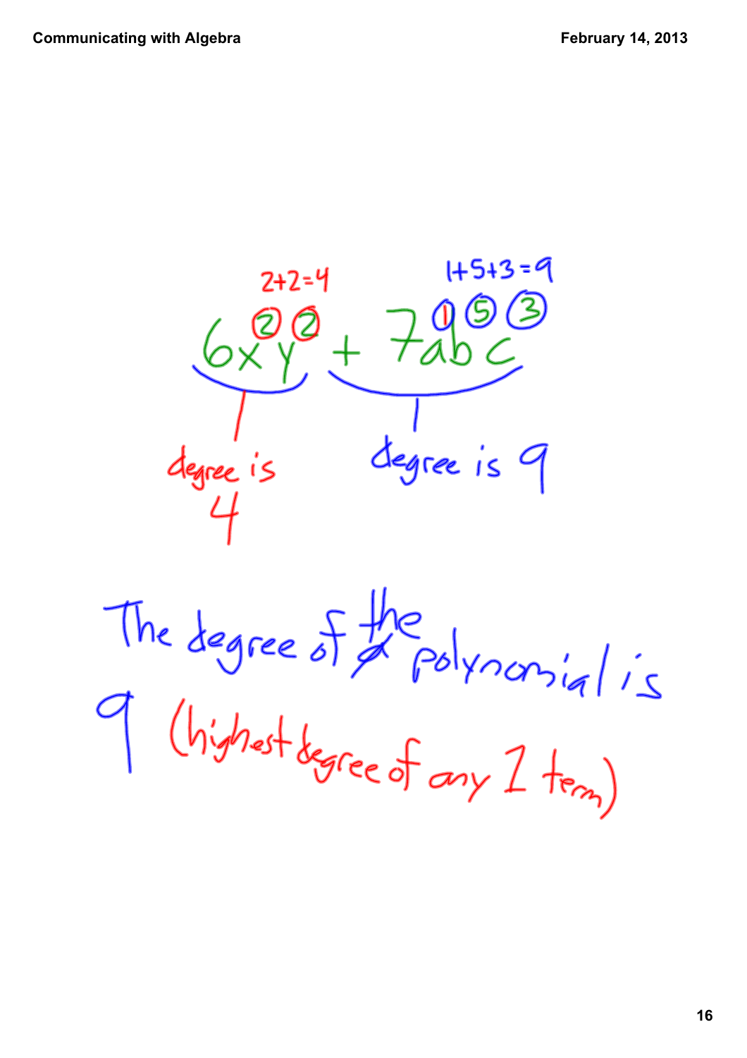$2+2=4$ $\qquad\qquad$ $1+5+3=9$

$$6x^{2}y^{2} + 7a^{1}b^{5}c^{3}$$

degree is 4 $\qquad\qquad$ degree is 9

The degree of the polynomial is 9 (highest degree of any 1 term)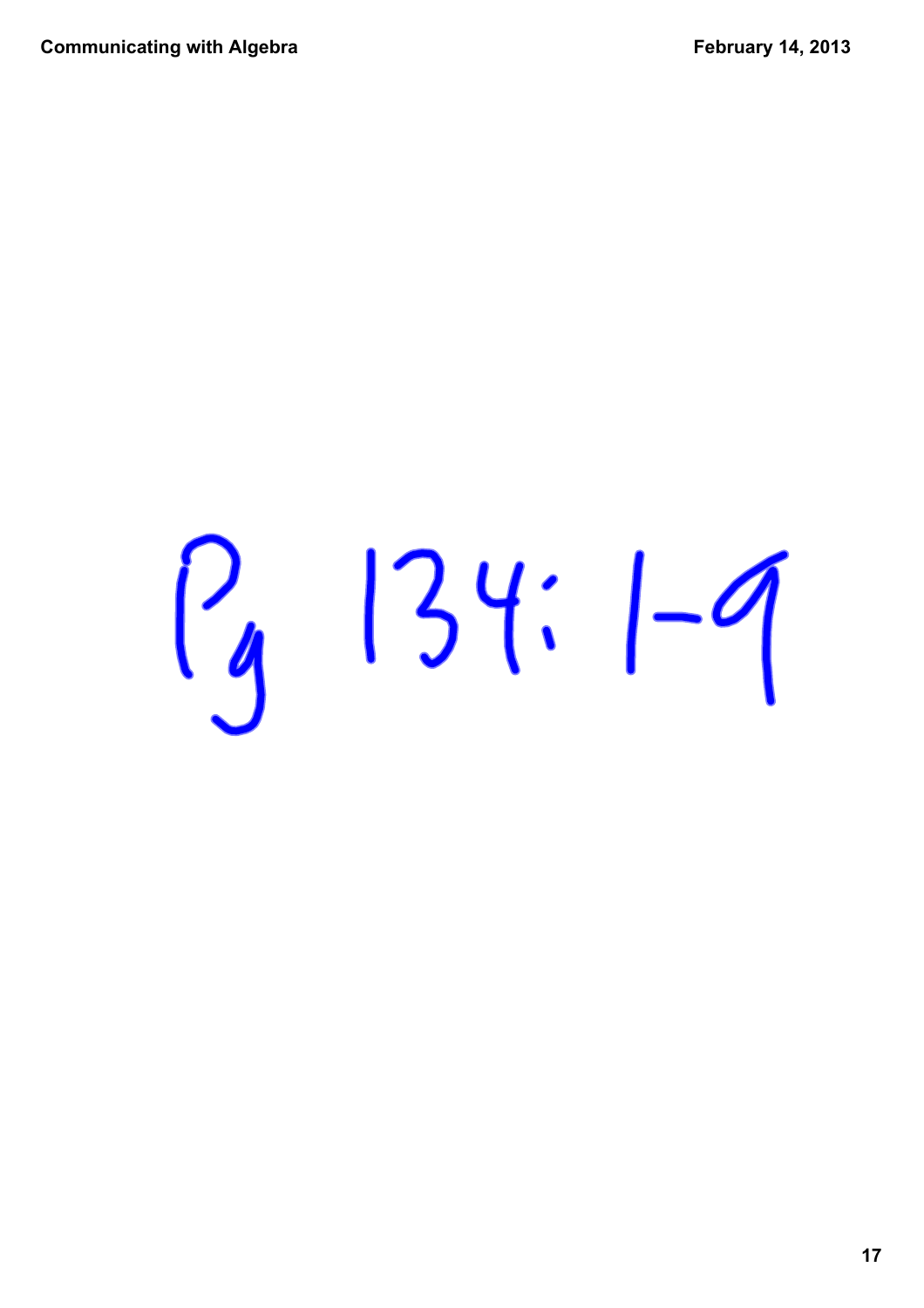Pg 134: 1-9